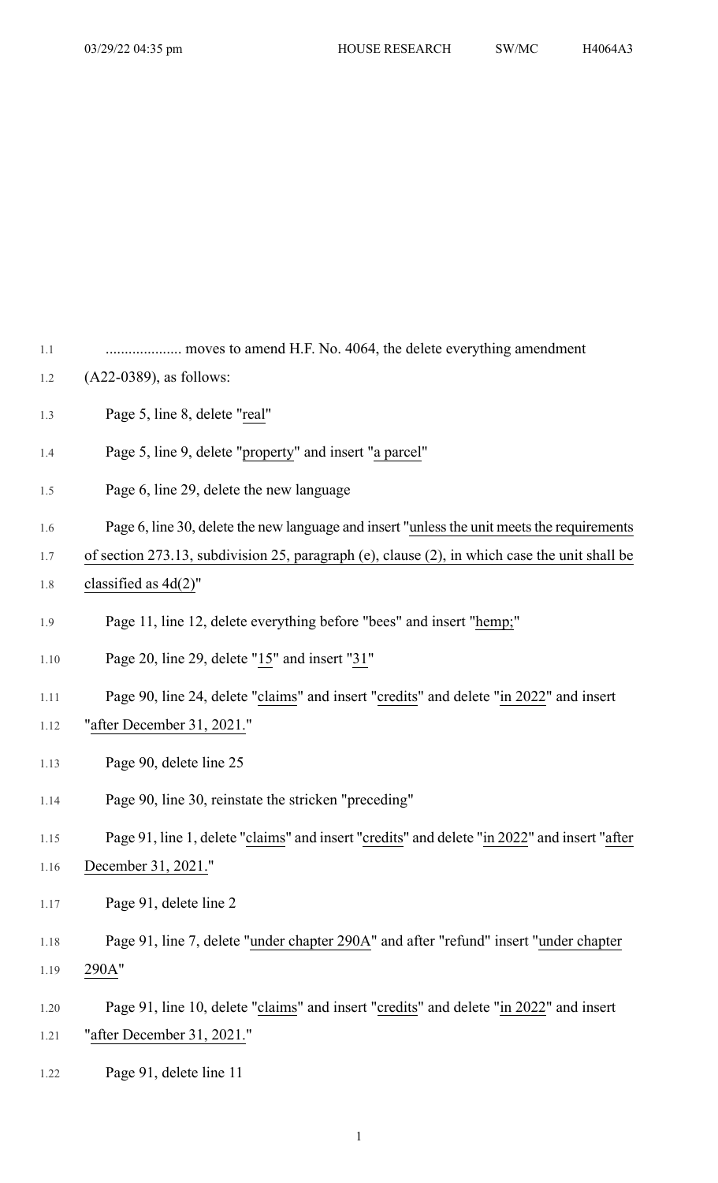.................... moves to amend H.F. No. 4064, the delete everything amendment (A22-0389), as follows:

Page 5, line 8, delete "real"

Page 5, line 9, delete "property" and insert "a parcel"

Page 6, line 29, delete the new language

Page 6, line 30, delete the new language and insert "unless the unit meets the requirements of section 273.13, subdivision 25, paragraph (e), clause (2), in which case the unit shall be classified as 4d(2)"

Page 11, line 12, delete everything before "bees" and insert "hemp;"

Page 20, line 29, delete "15" and insert "31"

Page 90, line 24, delete "claims" and insert "credits" and delete "in 2022" and insert "after December 31, 2021."

Page 90, delete line 25

Page 90, line 30, reinstate the stricken "preceding"

Page 91, line 1, delete "claims" and insert "credits" and delete "in 2022" and insert "after December 31, 2021."

Page 91, delete line 2

Page 91, line 7, delete "under chapter 290A" and after "refund" insert "under chapter 290A"

Page 91, line 10, delete "claims" and insert "credits" and delete "in 2022" and insert "after December 31, 2021."

Page 91, delete line 11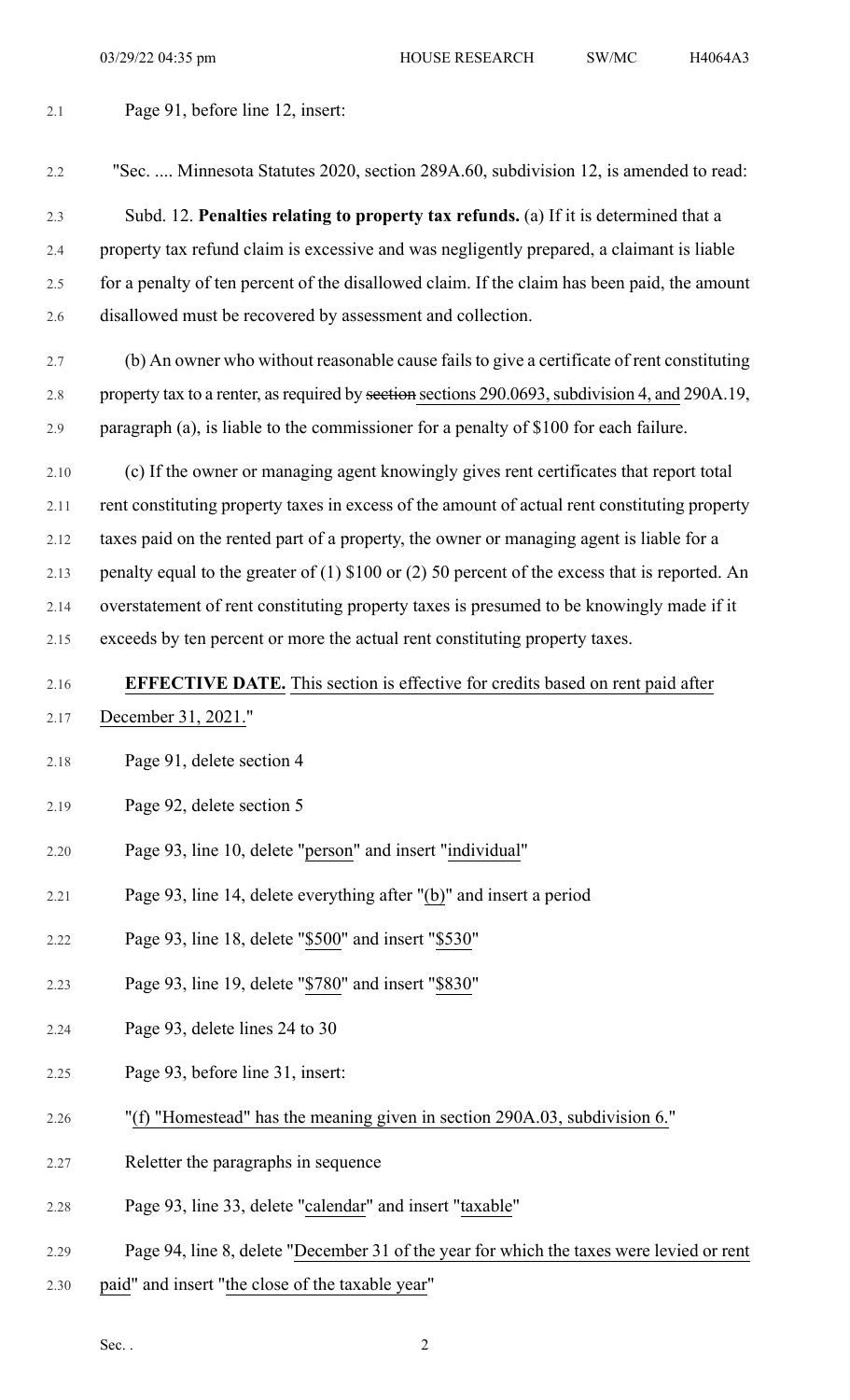Page 91, before line 12, insert:

"Sec. .... Minnesota Statutes 2020, section 289A.60, subdivision 12, is amended to read:

Subd. 12. **Penalties relating to property tax refunds.** (a) If it is determined that a property tax refund claim is excessive and was negligently prepared, a claimant is liable for a penalty of ten percent of the disallowed claim. If the claim has been paid, the amount disallowed must be recovered by assessment and collection.

(b) An owner who without reasonable cause fails to give a certificate of rent constituting property tax to a renter, as required by ~~section~~ sections 290.0693, subdivision 4, and 290A.19, paragraph (a), is liable to the commissioner for a penalty of $100 for each failure.

(c) If the owner or managing agent knowingly gives rent certificates that report total rent constituting property taxes in excess of the amount of actual rent constituting property taxes paid on the rented part of a property, the owner or managing agent is liable for a penalty equal to the greater of (1) $100 or (2) 50 percent of the excess that is reported. An overstatement of rent constituting property taxes is presumed to be knowingly made if it exceeds by ten percent or more the actual rent constituting property taxes.

**EFFECTIVE DATE.** This section is effective for credits based on rent paid after December 31, 2021."

Page 91, delete section 4

Page 92, delete section 5

Page 93, line 10, delete "person" and insert "individual"

Page 93, line 14, delete everything after "(b)" and insert a period

Page 93, line 18, delete "$500" and insert "$530"

Page 93, line 19, delete "$780" and insert "$830"

Page 93, delete lines 24 to 30

Page 93, before line 31, insert:

"(f) "Homestead" has the meaning given in section 290A.03, subdivision 6."

Reletter the paragraphs in sequence

Page 93, line 33, delete "calendar" and insert "taxable"

Page 94, line 8, delete "December 31 of the year for which the taxes were levied or rent paid" and insert "the close of the taxable year"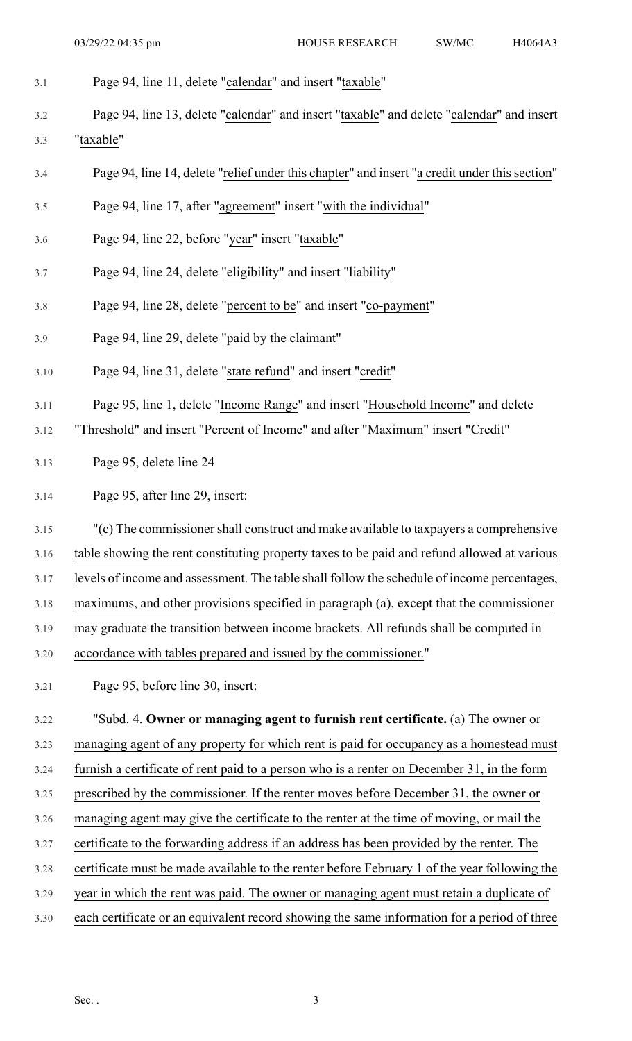Page 94, line 11, delete "calendar" and insert "taxable"

Page 94, line 13, delete "calendar" and insert "taxable" and delete "calendar" and insert "taxable"

Page 94, line 14, delete "relief under this chapter" and insert "a credit under this section"

Page 94, line 17, after "agreement" insert "with the individual"

Page 94, line 22, before "year" insert "taxable"

Page 94, line 24, delete "eligibility" and insert "liability"

Page 94, line 28, delete "percent to be" and insert "co-payment"

Page 94, line 29, delete "paid by the claimant"

Page 94, line 31, delete "state refund" and insert "credit"

Page 95, line 1, delete "Income Range" and insert "Household Income" and delete "Threshold" and insert "Percent of Income" and after "Maximum" insert "Credit"

Page 95, delete line 24

Page 95, after line 29, insert:

"(c) The commissioner shall construct and make available to taxpayers a comprehensive table showing the rent constituting property taxes to be paid and refund allowed at various levels of income and assessment. The table shall follow the schedule of income percentages, maximums, and other provisions specified in paragraph (a), except that the commissioner may graduate the transition between income brackets. All refunds shall be computed in accordance with tables prepared and issued by the commissioner."

Page 95, before line 30, insert:

"Subd. 4. **Owner or managing agent to furnish rent certificate.** (a) The owner or managing agent of any property for which rent is paid for occupancy as a homestead must furnish a certificate of rent paid to a person who is a renter on December 31, in the form prescribed by the commissioner. If the renter moves before December 31, the owner or managing agent may give the certificate to the renter at the time of moving, or mail the certificate to the forwarding address if an address has been provided by the renter. The certificate must be made available to the renter before February 1 of the year following the year in which the rent was paid. The owner or managing agent must retain a duplicate of each certificate or an equivalent record showing the same information for a period of three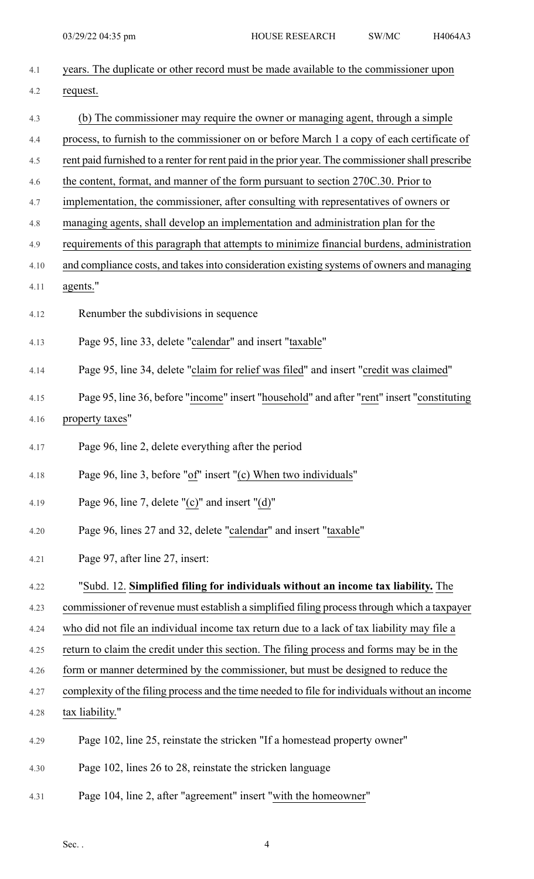years. The duplicate or other record must be made available to the commissioner upon request.

(b) The commissioner may require the owner or managing agent, through a simple process, to furnish to the commissioner on or before March 1 a copy of each certificate of rent paid furnished to a renter for rent paid in the prior year. The commissioner shall prescribe the content, format, and manner of the form pursuant to section 270C.30. Prior to implementation, the commissioner, after consulting with representatives of owners or managing agents, shall develop an implementation and administration plan for the requirements of this paragraph that attempts to minimize financial burdens, administration and compliance costs, and takes into consideration existing systems of owners and managing agents."

Renumber the subdivisions in sequence

Page 95, line 33, delete "calendar" and insert "taxable"

Page 95, line 34, delete "claim for relief was filed" and insert "credit was claimed"

Page 95, line 36, before "income" insert "household" and after "rent" insert "constituting property taxes"

Page 96, line 2, delete everything after the period

Page 96, line 3, before "of" insert "(c) When two individuals"

Page 96, line 7, delete "(c)" and insert "(d)"

Page 96, lines 27 and 32, delete "calendar" and insert "taxable"

Page 97, after line 27, insert:

"Subd. 12. **Simplified filing for individuals without an income tax liability.** The commissioner of revenue must establish a simplified filing process through which a taxpayer who did not file an individual income tax return due to a lack of tax liability may file a return to claim the credit under this section. The filing process and forms may be in the form or manner determined by the commissioner, but must be designed to reduce the complexity of the filing process and the time needed to file for individuals without an income tax liability."

Page 102, line 25, reinstate the stricken "If a homestead property owner"

Page 102, lines 26 to 28, reinstate the stricken language

Page 104, line 2, after "agreement" insert "with the homeowner"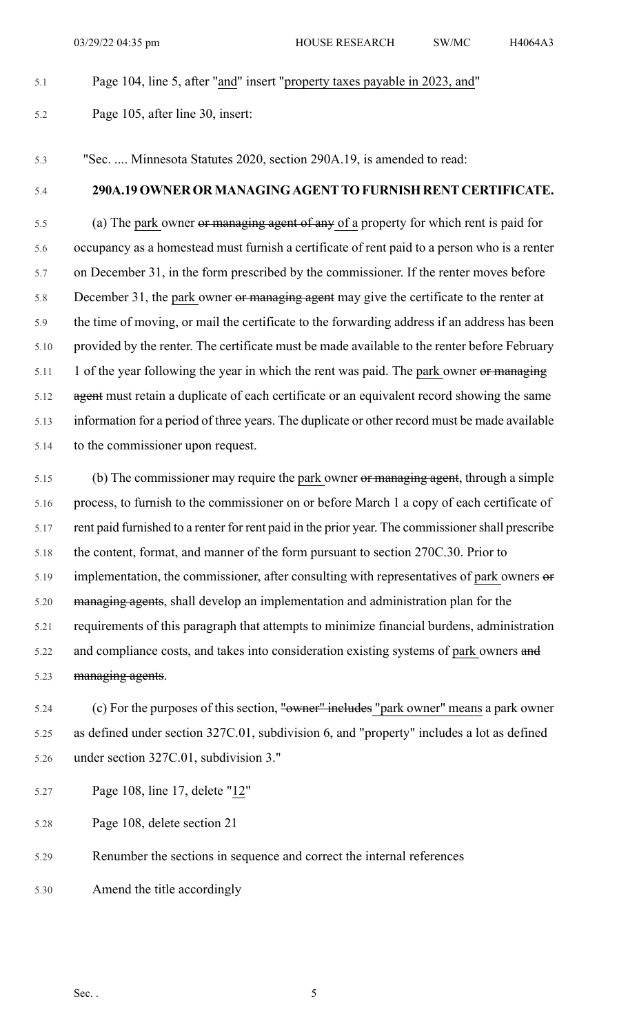Page 104, line 5, after "and" insert "property taxes payable in 2023, and"

Page 105, after line 30, insert:

"Sec. .... Minnesota Statutes 2020, section 290A.19, is amended to read:

**290A.19 OWNER OR MANAGING AGENT TO FURNISH RENT CERTIFICATE.**

(a) The park owner ~~or managing agent of any~~ of a property for which rent is paid for occupancy as a homestead must furnish a certificate of rent paid to a person who is a renter on December 31, in the form prescribed by the commissioner. If the renter moves before December 31, the park owner ~~or managing agent~~ may give the certificate to the renter at the time of moving, or mail the certificate to the forwarding address if an address has been provided by the renter. The certificate must be made available to the renter before February 1 of the year following the year in which the rent was paid. The park owner ~~or managing agent~~ must retain a duplicate of each certificate or an equivalent record showing the same information for a period of three years. The duplicate or other record must be made available to the commissioner upon request.

(b) The commissioner may require the park owner ~~or managing agent~~, through a simple process, to furnish to the commissioner on or before March 1 a copy of each certificate of rent paid furnished to a renter for rent paid in the prior year. The commissioner shall prescribe the content, format, and manner of the form pursuant to section 270C.30. Prior to implementation, the commissioner, after consulting with representatives of park owners ~~or managing agents~~, shall develop an implementation and administration plan for the requirements of this paragraph that attempts to minimize financial burdens, administration and compliance costs, and takes into consideration existing systems of park owners ~~and managing agents~~.

(c) For the purposes of this section, ~~"owner" includes~~ "park owner" means a park owner as defined under section 327C.01, subdivision 6, and "property" includes a lot as defined under section 327C.01, subdivision 3."

Page 108, line 17, delete "12"

Page 108, delete section 21

Renumber the sections in sequence and correct the internal references

Amend the title accordingly